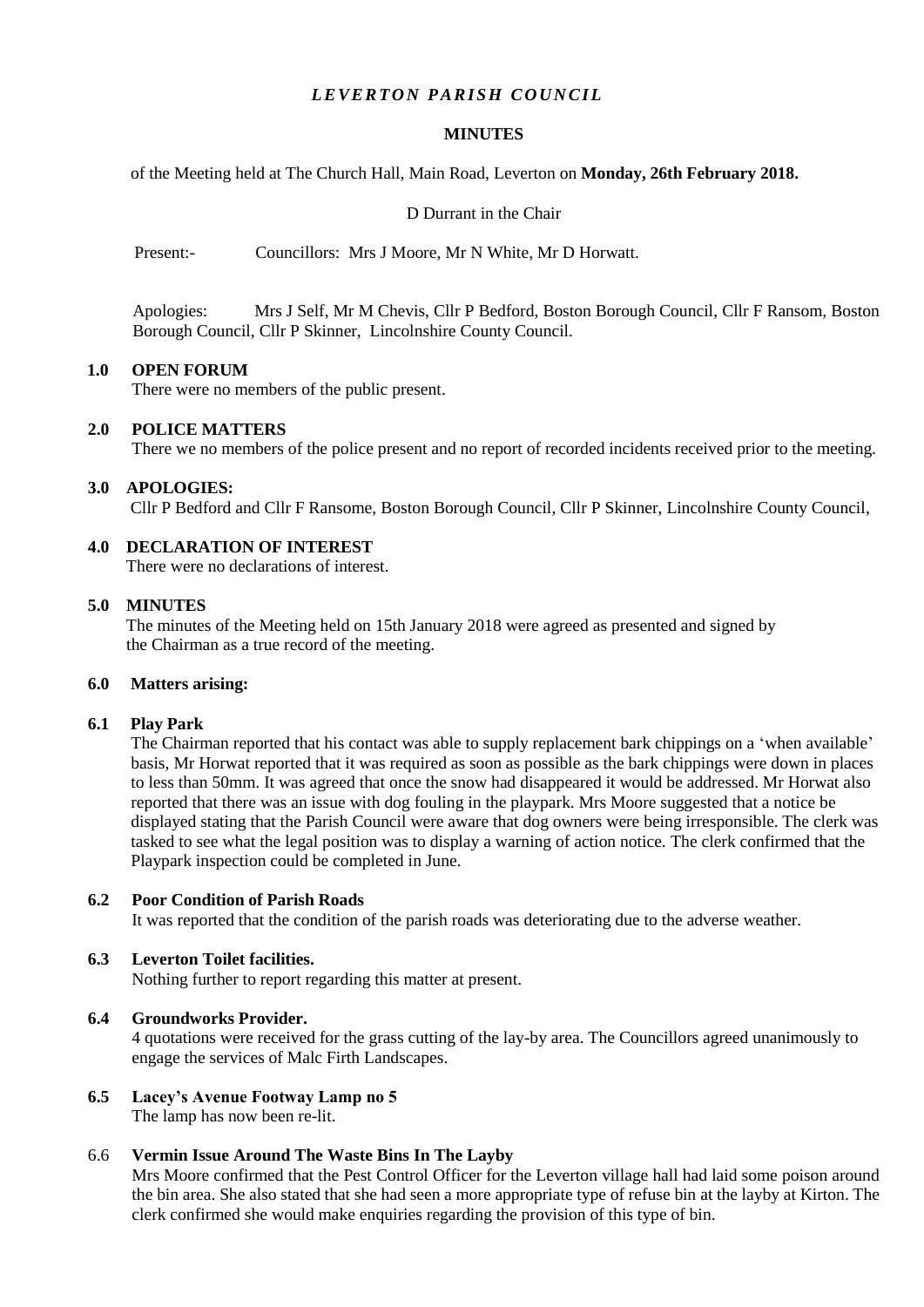# *LEVERTON PARISH COUNCIL*

## MINUTES

of the Meeting held at The Church Hall, Main Road, Leverton on **Monday, 26th February 2018.**

D Durrant in the Chair

Present:- Councillors: Mrs J Moore, Mr N White, Mr D Horwatt.

Apologies: Mrs J Self, Mr M Chevis, Cllr P Bedford, Boston Borough Council, Cllr F Ransom, Boston Borough Council, Cllr P Skinner, Lincolnshire County Council.

### 1.0 OPEN FORUM

There were no members of the public present.

### 2.0 POLICE MATTERS

There we no members of the police present and no report of recorded incidents received prior to the meeting.

### 3.0 APOLOGIES:

Cllr P Bedford and Cllr F Ransome, Boston Borough Council, Cllr P Skinner, Lincolnshire County Council,

### 4.0 DECLARATION OF INTEREST

There were no declarations of interest.

### 5.0 MINUTES

The minutes of the Meeting held on 15th January 2018 were agreed as presented and signed by the Chairman as a true record of the meeting.

### 6.0 Matters arising:

#### 6.1 Play Park

The Chairman reported that his contact was able to supply replacement bark chippings on a 'when available' basis, Mr Horwat reported that it was required as soon as possible as the bark chippings were down in places to less than 50mm. It was agreed that once the snow had disappeared it would be addressed. Mr Horwat also reported that there was an issue with dog fouling in the playpark. Mrs Moore suggested that a notice be displayed stating that the Parish Council were aware that dog owners were being irresponsible. The clerk was tasked to see what the legal position was to display a warning of action notice. The clerk confirmed that the Playpark inspection could be completed in June.

#### 6.2 Poor Condition of Parish Roads

It was reported that the condition of the parish roads was deteriorating due to the adverse weather.

#### 6.3 Leverton Toilet facilities.

Nothing further to report regarding this matter at present.

#### 6.4 Groundworks Provider.

4 quotations were received for the grass cutting of the lay-by area. The Councillors agreed unanimously to engage the services of Malc Firth Landscapes.

#### 6.5 Lacey's Avenue Footway Lamp no 5

The lamp has now been re-lit.

#### 6.6 Vermin Issue Around The Waste Bins In The Layby

Mrs Moore confirmed that the Pest Control Officer for the Leverton village hall had laid some poison around the bin area. She also stated that she had seen a more appropriate type of refuse bin at the layby at Kirton. The clerk confirmed she would make enquiries regarding the provision of this type of bin.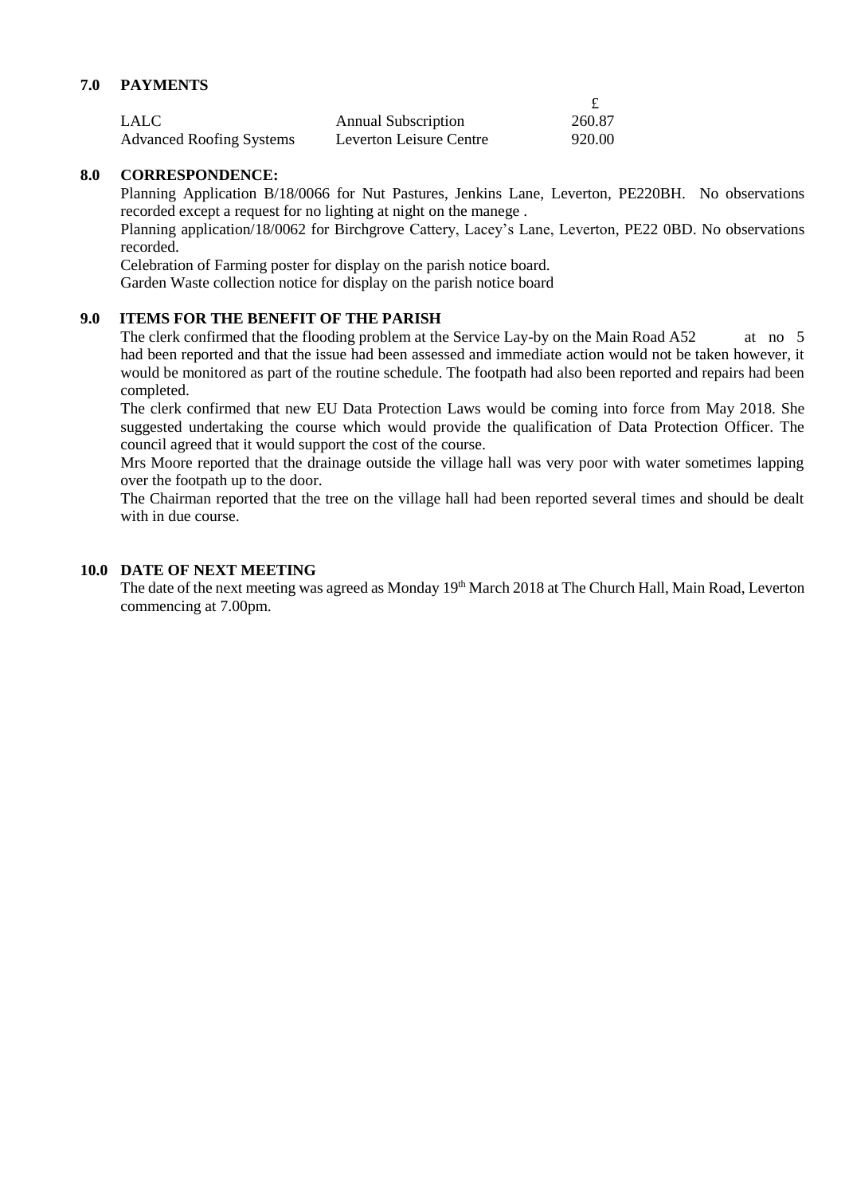### 7.0 PAYMENTS

| | | £ |
|---|---|---|
| LALC | Annual Subscription | 260.87 |
| Advanced Roofing Systems | Leverton Leisure Centre | 920.00 |

### 8.0 CORRESPONDENCE:

Planning Application B/18/0066 for Nut Pastures, Jenkins Lane, Leverton, PE220BH. No observations recorded except a request for no lighting at night on the manege .

Planning application/18/0062 for Birchgrove Cattery, Lacey's Lane, Leverton, PE22 0BD. No observations recorded.

Celebration of Farming poster for display on the parish notice board.

Garden Waste collection notice for display on the parish notice board

### 9.0 ITEMS FOR THE BENEFIT OF THE PARISH

The clerk confirmed that the flooding problem at the Service Lay-by on the Main Road A52 at no 5 had been reported and that the issue had been assessed and immediate action would not be taken however, it would be monitored as part of the routine schedule. The footpath had also been reported and repairs had been completed.

The clerk confirmed that new EU Data Protection Laws would be coming into force from May 2018. She suggested undertaking the course which would provide the qualification of Data Protection Officer. The council agreed that it would support the cost of the course.

Mrs Moore reported that the drainage outside the village hall was very poor with water sometimes lapping over the footpath up to the door.

The Chairman reported that the tree on the village hall had been reported several times and should be dealt with in due course.

### 10.0 DATE OF NEXT MEETING

The date of the next meeting was agreed as Monday 19th March 2018 at The Church Hall, Main Road, Leverton commencing at 7.00pm.